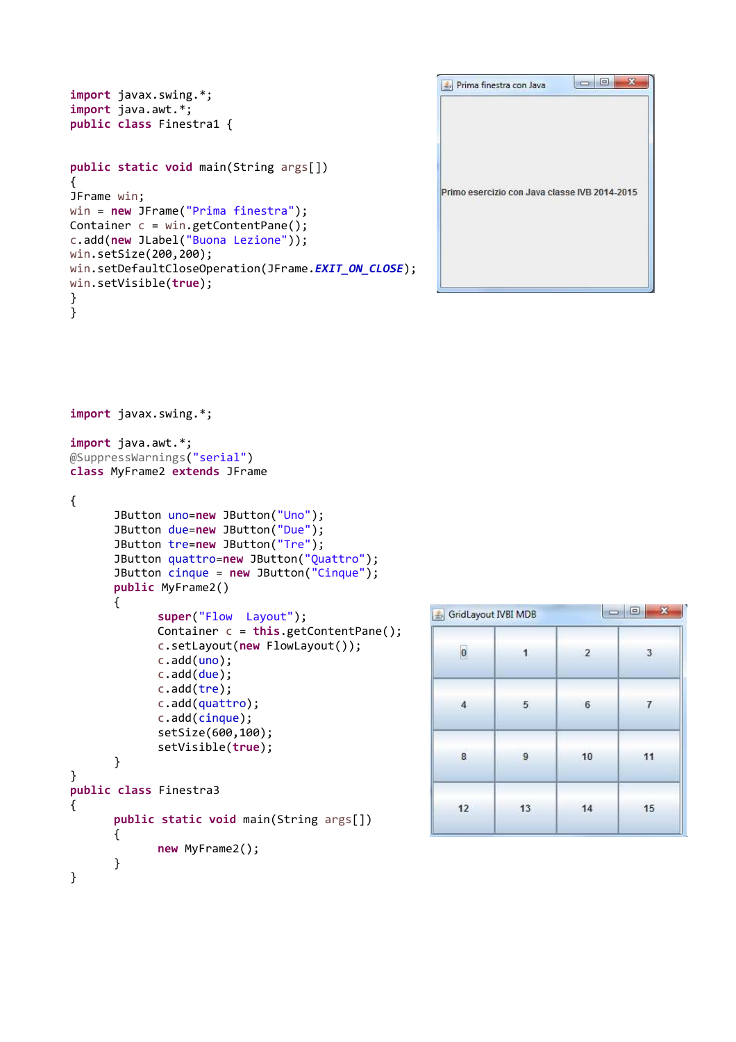```java
import javax.swing.*;
import java.awt.*;
public class Finestra1 {


public static void main(String args[])
{
JFrame win;
win = new JFrame("Prima finestra");
Container c = win.getContentPane();
c.add(new JLabel("Buona Lezione"));
win.setSize(200,200);
win.setDefaultCloseOperation(JFrame.EXIT_ON_CLOSE);
win.setVisible(true);
}
}
```

Prima finestra con Java

Primo esercizio con Java classe IVB 2014-2015

```java
import javax.swing.*;

import java.awt.*;
@SuppressWarnings("serial")
class MyFrame2 extends JFrame

{
	JButton uno=new JButton("Uno");
	JButton due=new JButton("Due");
	JButton tre=new JButton("Tre");
	JButton quattro=new JButton("Quattro");
	JButton cinque = new JButton("Cinque");
	public MyFrame2()
	{
		super("Flow  Layout");
		Container c = this.getContentPane();
		c.setLayout(new FlowLayout());
		c.add(uno);
		c.add(due);
		c.add(tre);
		c.add(quattro);
		c.add(cinque);
		setSize(600,100);
		setVisible(true);
	}
}
public class Finestra3
{
	public static void main(String args[])
	{
		new MyFrame2();
	}
}
```

GridLayout IVBI MDB

| 0 | 1 | 2 | 3 |
|---|---|---|---|
| 4 | 5 | 6 | 7 |
| 8 | 9 | 10 | 11 |
| 12 | 13 | 14 | 15 |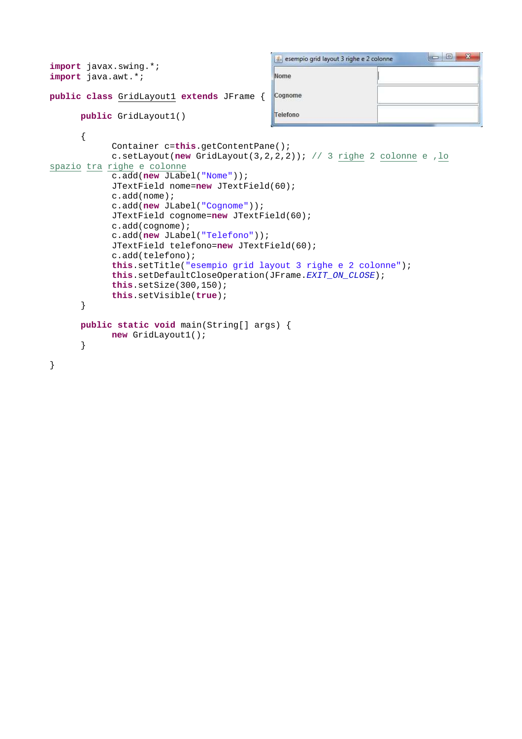```java
import javax.swing.*;
import java.awt.*;

public class GridLayout1 extends JFrame {

      public GridLayout1()

      {
            Container c=this.getContentPane();
            c.setLayout(new GridLayout(3,2,2,2)); // 3 righe 2 colonne e ,lo spazio tra righe e colonne
            c.add(new JLabel("Nome"));
            JTextField nome=new JTextField(60);
            c.add(nome);
            c.add(new JLabel("Cognome"));
            JTextField cognome=new JTextField(60);
            c.add(cognome);
            c.add(new JLabel("Telefono"));
            JTextField telefono=new JTextField(60);
            c.add(telefono);
            this.setTitle("esempio grid layout 3 righe e 2 colonne");
            this.setDefaultCloseOperation(JFrame.EXIT_ON_CLOSE);
            this.setSize(300,150);
            this.setVisible(true);
      }

      public static void main(String[] args) {
            new GridLayout1();
      }

}
```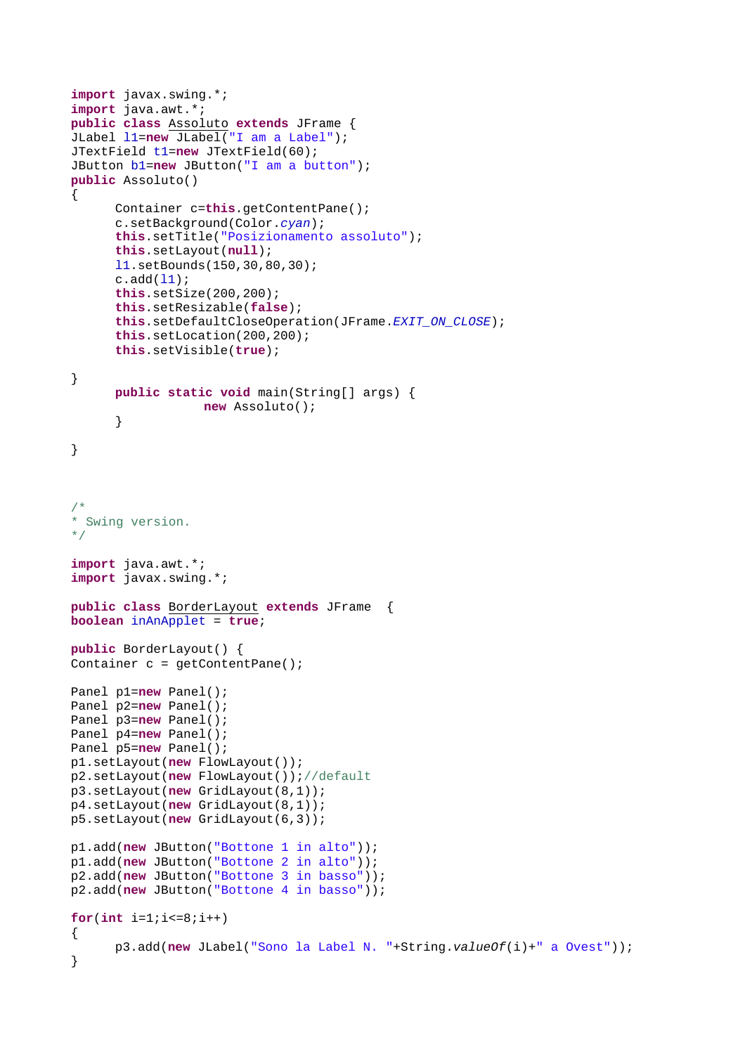```java
import javax.swing.*;
import java.awt.*;
public class Assoluto extends JFrame {
JLabel l1=new JLabel("I am a Label");
JTextField t1=new JTextField(60);
JButton b1=new JButton("I am a button");
public Assoluto()
{
	Container c=this.getContentPane();
	c.setBackground(Color.cyan);
	this.setTitle("Posizionamento assoluto");
	this.setLayout(null);
	l1.setBounds(150,30,80,30);
	c.add(l1);
	this.setSize(200,200);
	this.setResizable(false);
	this.setDefaultCloseOperation(JFrame.EXIT_ON_CLOSE);
	this.setLocation(200,200);
	this.setVisible(true);

}
	public static void main(String[] args) {
			new Assoluto();
	}

}
```

```java
/*
* Swing version.
*/

import java.awt.*;
import javax.swing.*;

public class BorderLayout extends JFrame  {
boolean inAnApplet = true;

public BorderLayout() {
Container c = getContentPane();

Panel p1=new Panel();
Panel p2=new Panel();
Panel p3=new Panel();
Panel p4=new Panel();
Panel p5=new Panel();
p1.setLayout(new FlowLayout());
p2.setLayout(new FlowLayout());//default
p3.setLayout(new GridLayout(8,1));
p4.setLayout(new GridLayout(8,1));
p5.setLayout(new GridLayout(6,3));

p1.add(new JButton("Bottone 1 in alto"));
p1.add(new JButton("Bottone 2 in alto"));
p2.add(new JButton("Bottone 3 in basso"));
p2.add(new JButton("Bottone 4 in basso"));

for(int i=1;i<=8;i++)
{
	p3.add(new JLabel("Sono la Label N. "+String.valueOf(i)+" a Ovest"));
}
```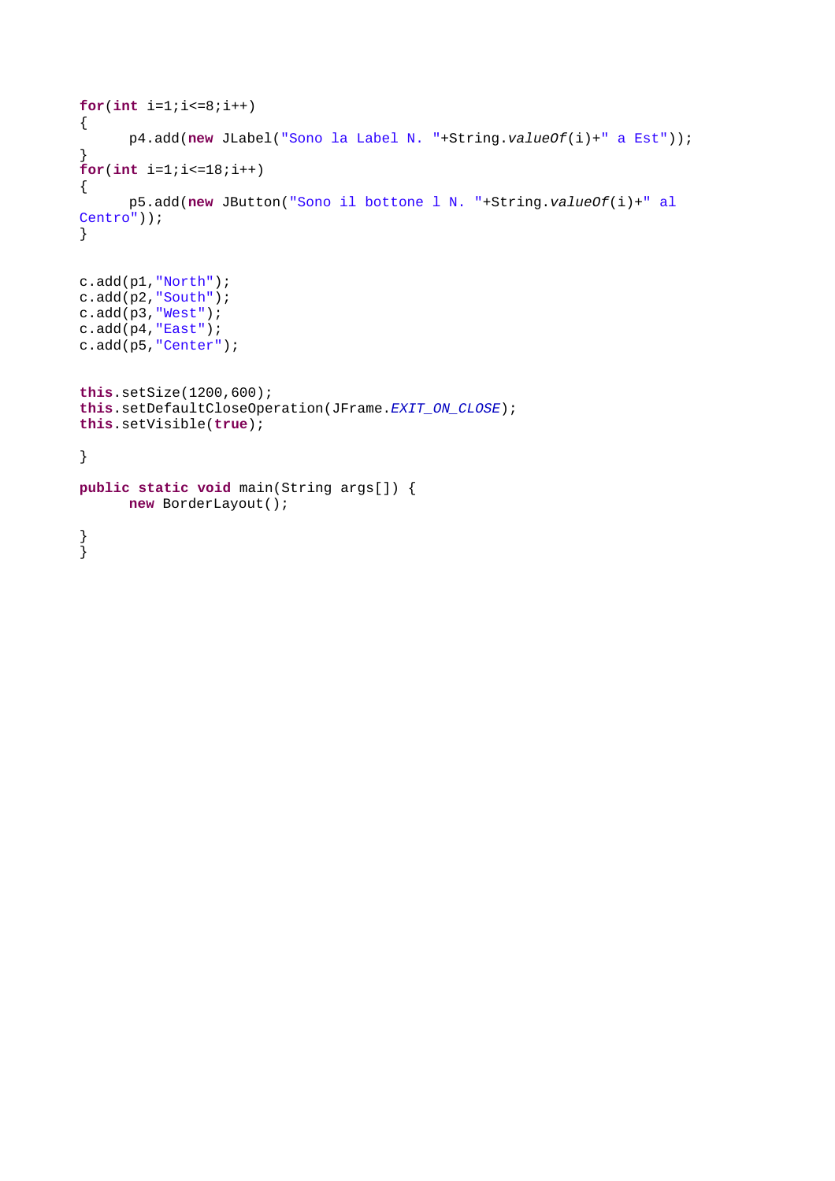```java
for(int i=1;i<=8;i++)
{
      p4.add(new JLabel("Sono la Label N. "+String.valueOf(i)+" a Est"));
}
for(int i=1;i<=18;i++)
{
      p5.add(new JButton("Sono il bottone l N. "+String.valueOf(i)+" al 
Centro"));
}


c.add(p1,"North");
c.add(p2,"South");
c.add(p3,"West");
c.add(p4,"East");
c.add(p5,"Center");


this.setSize(1200,600);
this.setDefaultCloseOperation(JFrame.EXIT_ON_CLOSE);
this.setVisible(true);

}

public static void main(String args[]) {
      new BorderLayout();

}
}
```